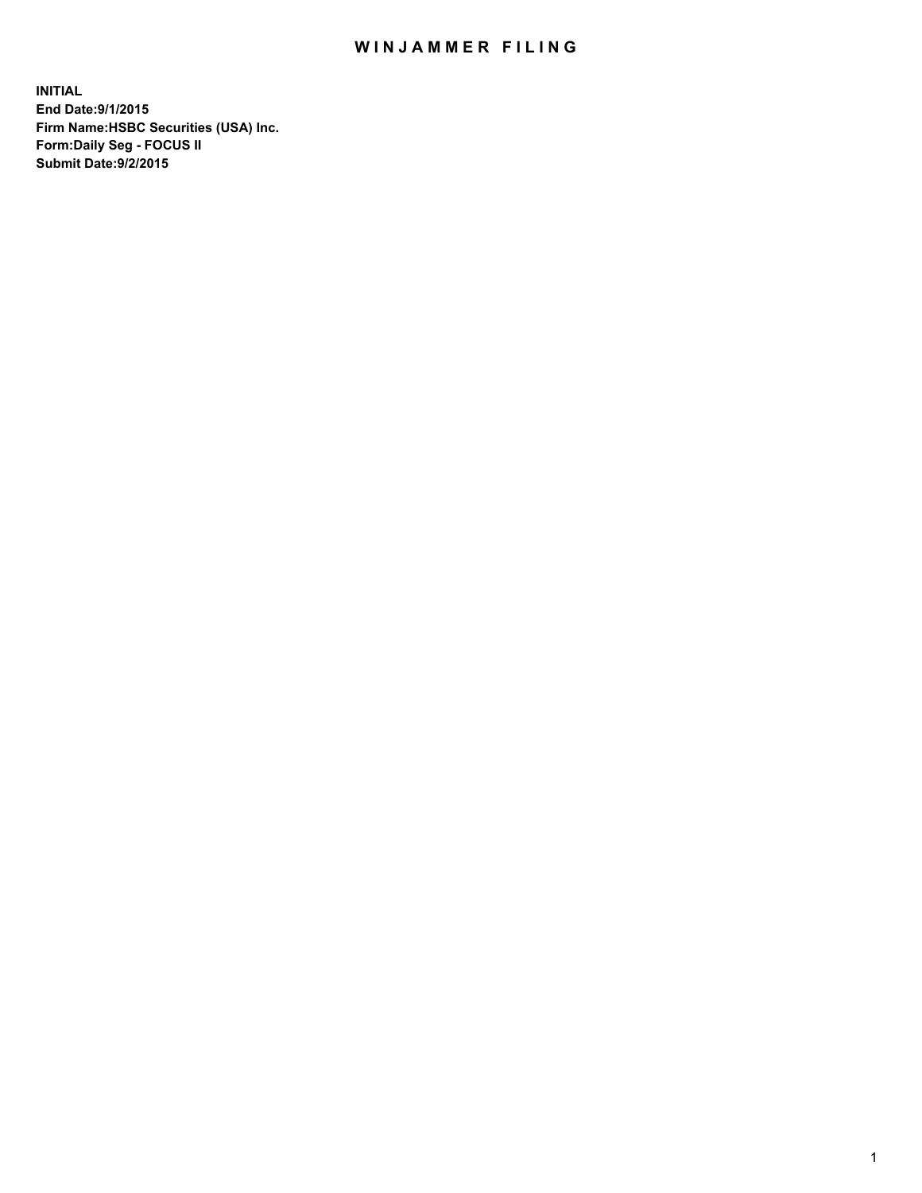# WINJAMMER FILING

**INITIAL**
**End Date:9/1/2015**
**Firm Name:HSBC Securities (USA) Inc.**
**Form:Daily Seg - FOCUS II**
**Submit Date:9/2/2015**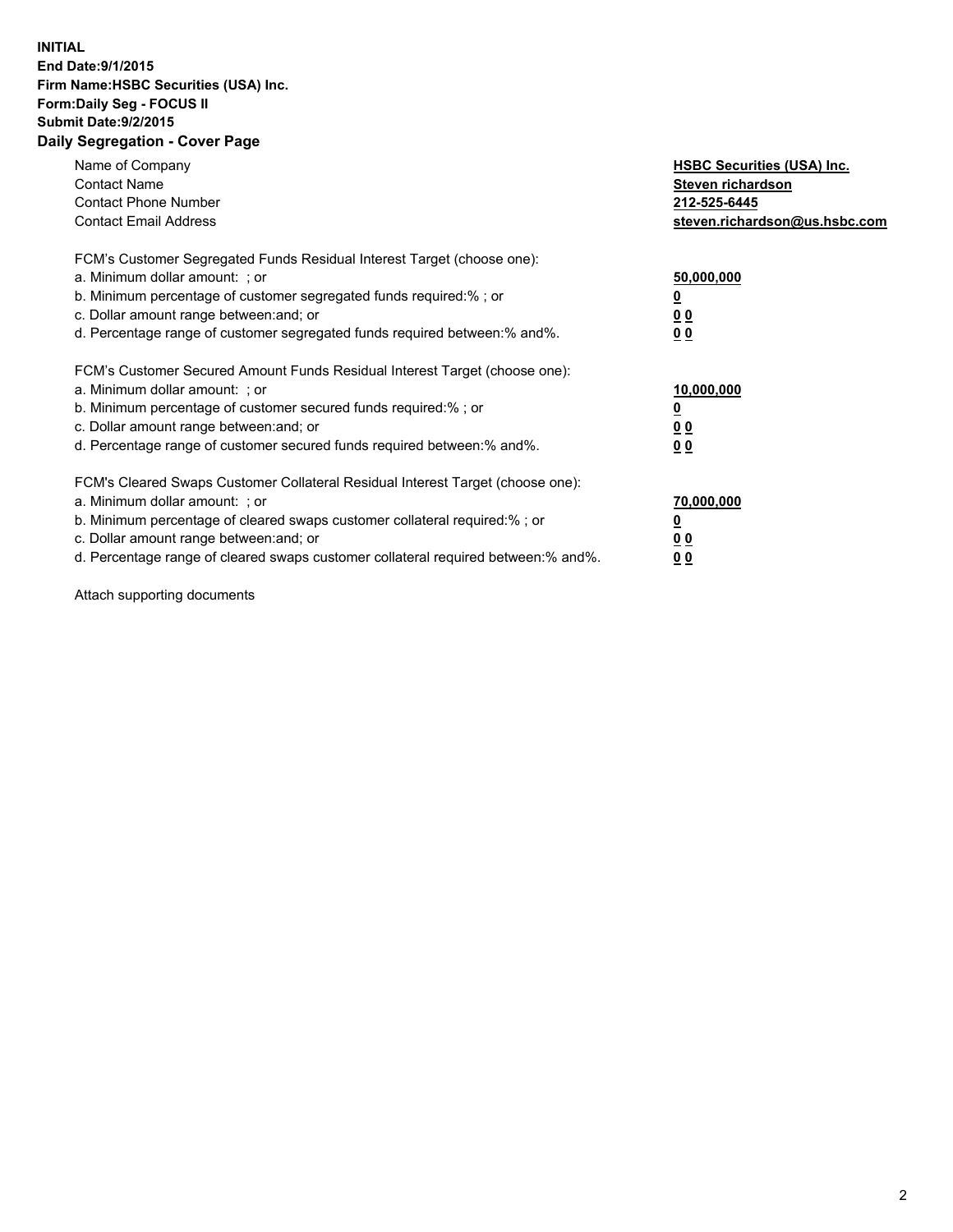**INITIAL**
**End Date:9/1/2015**
**Firm Name:HSBC Securities (USA) Inc.**
**Form:Daily Seg - FOCUS II**
**Submit Date:9/2/2015**

## Daily Segregation - Cover Page

| | |
|---|---|
| Name of Company | **HSBC Securities (USA) Inc.** |
| Contact Name | **Steven richardson** |
| Contact Phone Number | **212-525-6445** |
| Contact Email Address | **steven.richardson@us.hsbc.com** |

FCM's Customer Segregated Funds Residual Interest Target (choose one):

| | |
|---|---|
| a. Minimum dollar amount: ; or | **50,000,000** |
| b. Minimum percentage of customer segregated funds required:% ; or | **0** |
| c. Dollar amount range between:and; or | **0 0** |
| d. Percentage range of customer segregated funds required between:% and%. | **0 0** |

FCM's Customer Secured Amount Funds Residual Interest Target (choose one):

| | |
|---|---|
| a. Minimum dollar amount: ; or | **10,000,000** |
| b. Minimum percentage of customer secured funds required:% ; or | **0** |
| c. Dollar amount range between:and; or | **0 0** |
| d. Percentage range of customer secured funds required between:% and%. | **0 0** |

FCM's Cleared Swaps Customer Collateral Residual Interest Target (choose one):

| | |
|---|---|
| a. Minimum dollar amount: ; or | **70,000,000** |
| b. Minimum percentage of cleared swaps customer collateral required:% ; or | **0** |
| c. Dollar amount range between:and; or | **0 0** |
| d. Percentage range of cleared swaps customer collateral required between:% and%. | **0 0** |

Attach supporting documents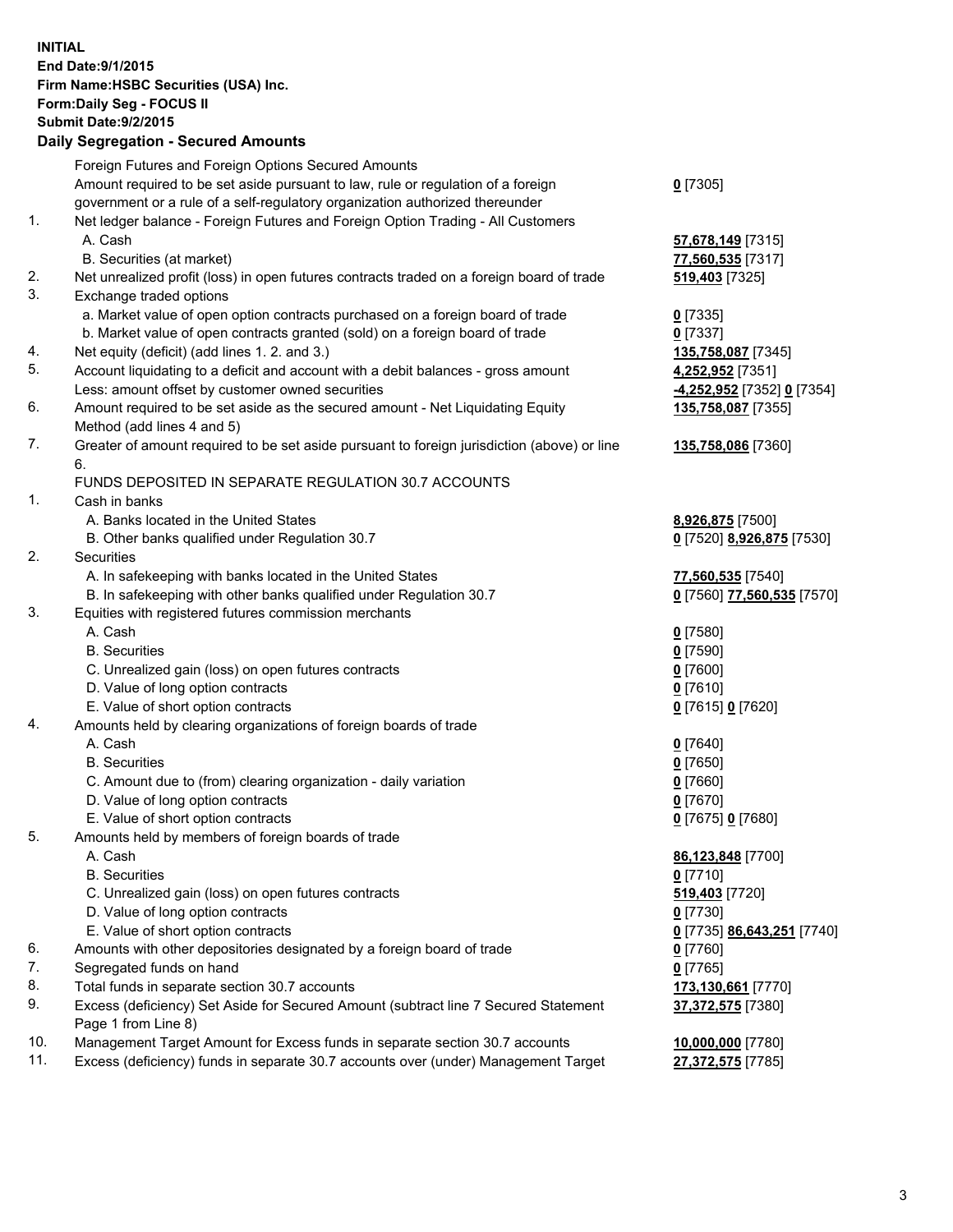**INITIAL**
**End Date:9/1/2015**
**Firm Name:HSBC Securities (USA) Inc.**
**Form:Daily Seg - FOCUS II**
**Submit Date:9/2/2015**

## Daily Segregation - Secured Amounts

| | | |
|---|---|---|
| | Foreign Futures and Foreign Options Secured Amounts | |
| | Amount required to be set aside pursuant to law, rule or regulation of a foreign government or a rule of a self-regulatory organization authorized thereunder | **0** [7305] |
| 1. | Net ledger balance - Foreign Futures and Foreign Option Trading - All Customers | |
| | A. Cash | **57,678,149** [7315] |
| | B. Securities (at market) | **77,560,535** [7317] |
| 2. | Net unrealized profit (loss) in open futures contracts traded on a foreign board of trade | **519,403** [7325] |
| 3. | Exchange traded options | |
| | a. Market value of open option contracts purchased on a foreign board of trade | **0** [7335] |
| | b. Market value of open contracts granted (sold) on a foreign board of trade | **0** [7337] |
| 4. | Net equity (deficit) (add lines 1. 2. and 3.) | **135,758,087** [7345] |
| 5. | Account liquidating to a deficit and account with a debit balances - gross amount | **4,252,952** [7351] |
| | Less: amount offset by customer owned securities | **-4,252,952** [7352] **0** [7354] |
| 6. | Amount required to be set aside as the secured amount - Net Liquidating Equity Method (add lines 4 and 5) | **135,758,087** [7355] |
| 7. | Greater of amount required to be set aside pursuant to foreign jurisdiction (above) or line 6. | **135,758,086** [7360] |
| | FUNDS DEPOSITED IN SEPARATE REGULATION 30.7 ACCOUNTS | |
| 1. | Cash in banks | |
| | A. Banks located in the United States | **8,926,875** [7500] |
| | B. Other banks qualified under Regulation 30.7 | **0** [7520] **8,926,875** [7530] |
| 2. | Securities | |
| | A. In safekeeping with banks located in the United States | **77,560,535** [7540] |
| | B. In safekeeping with other banks qualified under Regulation 30.7 | **0** [7560] **77,560,535** [7570] |
| 3. | Equities with registered futures commission merchants | |
| | A. Cash | **0** [7580] |
| | B. Securities | **0** [7590] |
| | C. Unrealized gain (loss) on open futures contracts | **0** [7600] |
| | D. Value of long option contracts | **0** [7610] |
| | E. Value of short option contracts | **0** [7615] **0** [7620] |
| 4. | Amounts held by clearing organizations of foreign boards of trade | |
| | A. Cash | **0** [7640] |
| | B. Securities | **0** [7650] |
| | C. Amount due to (from) clearing organization - daily variation | **0** [7660] |
| | D. Value of long option contracts | **0** [7670] |
| | E. Value of short option contracts | **0** [7675] **0** [7680] |
| 5. | Amounts held by members of foreign boards of trade | |
| | A. Cash | **86,123,848** [7700] |
| | B. Securities | **0** [7710] |
| | C. Unrealized gain (loss) on open futures contracts | **519,403** [7720] |
| | D. Value of long option contracts | **0** [7730] |
| | E. Value of short option contracts | **0** [7735] **86,643,251** [7740] |
| 6. | Amounts with other depositories designated by a foreign board of trade | **0** [7760] |
| 7. | Segregated funds on hand | **0** [7765] |
| 8. | Total funds in separate section 30.7 accounts | **173,130,661** [7770] |
| 9. | Excess (deficiency) Set Aside for Secured Amount (subtract line 7 Secured Statement Page 1 from Line 8) | **37,372,575** [7380] |
| 10. | Management Target Amount for Excess funds in separate section 30.7 accounts | **10,000,000** [7780] |
| 11. | Excess (deficiency) funds in separate 30.7 accounts over (under) Management Target | **27,372,575** [7785] |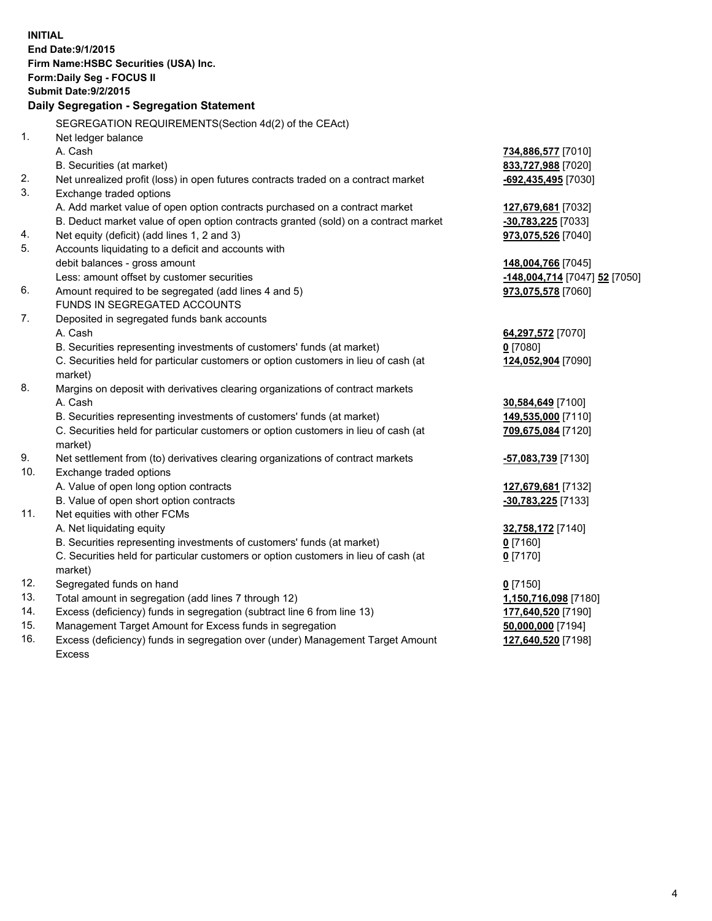**INITIAL**
**End Date:9/1/2015**
**Firm Name:HSBC Securities (USA) Inc.**
**Form:Daily Seg - FOCUS II**
**Submit Date:9/2/2015**

## Daily Segregation - Segregation Statement

SEGREGATION REQUIREMENTS(Section 4d(2) of the CEAct)

| | | |
|---|---|---|
| 1. | Net ledger balance | |
| | A. Cash | **734,886,577** [7010] |
| | B. Securities (at market) | **833,727,988** [7020] |
| 2. | Net unrealized profit (loss) in open futures contracts traded on a contract market | **-692,435,495** [7030] |
| 3. | Exchange traded options | |
| | A. Add market value of open option contracts purchased on a contract market | **127,679,681** [7032] |
| | B. Deduct market value of open option contracts granted (sold) on a contract market | **-30,783,225** [7033] |
| 4. | Net equity (deficit) (add lines 1, 2 and 3) | **973,075,526** [7040] |
| 5. | Accounts liquidating to a deficit and accounts with | |
| | debit balances - gross amount | **148,004,766** [7045] |
| | Less: amount offset by customer securities | **-148,004,714** [7047] **52** [7050] |
| 6. | Amount required to be segregated (add lines 4 and 5) | **973,075,578** [7060] |
| | FUNDS IN SEGREGATED ACCOUNTS | |
| 7. | Deposited in segregated funds bank accounts | |
| | A. Cash | **64,297,572** [7070] |
| | B. Securities representing investments of customers' funds (at market) | **0** [7080] |
| | C. Securities held for particular customers or option customers in lieu of cash (at market) | **124,052,904** [7090] |
| 8. | Margins on deposit with derivatives clearing organizations of contract markets | |
| | A. Cash | **30,584,649** [7100] |
| | B. Securities representing investments of customers' funds (at market) | **149,535,000** [7110] |
| | C. Securities held for particular customers or option customers in lieu of cash (at market) | **709,675,084** [7120] |
| 9. | Net settlement from (to) derivatives clearing organizations of contract markets | **-57,083,739** [7130] |
| 10. | Exchange traded options | |
| | A. Value of open long option contracts | **127,679,681** [7132] |
| | B. Value of open short option contracts | **-30,783,225** [7133] |
| 11. | Net equities with other FCMs | |
| | A. Net liquidating equity | **32,758,172** [7140] |
| | B. Securities representing investments of customers' funds (at market) | **0** [7160] |
| | C. Securities held for particular customers or option customers in lieu of cash (at market) | **0** [7170] |
| 12. | Segregated funds on hand | **0** [7150] |
| 13. | Total amount in segregation (add lines 7 through 12) | **1,150,716,098** [7180] |
| 14. | Excess (deficiency) funds in segregation (subtract line 6 from line 13) | **177,640,520** [7190] |
| 15. | Management Target Amount for Excess funds in segregation | **50,000,000** [7194] |
| 16. | Excess (deficiency) funds in segregation over (under) Management Target Amount Excess | **127,640,520** [7198] |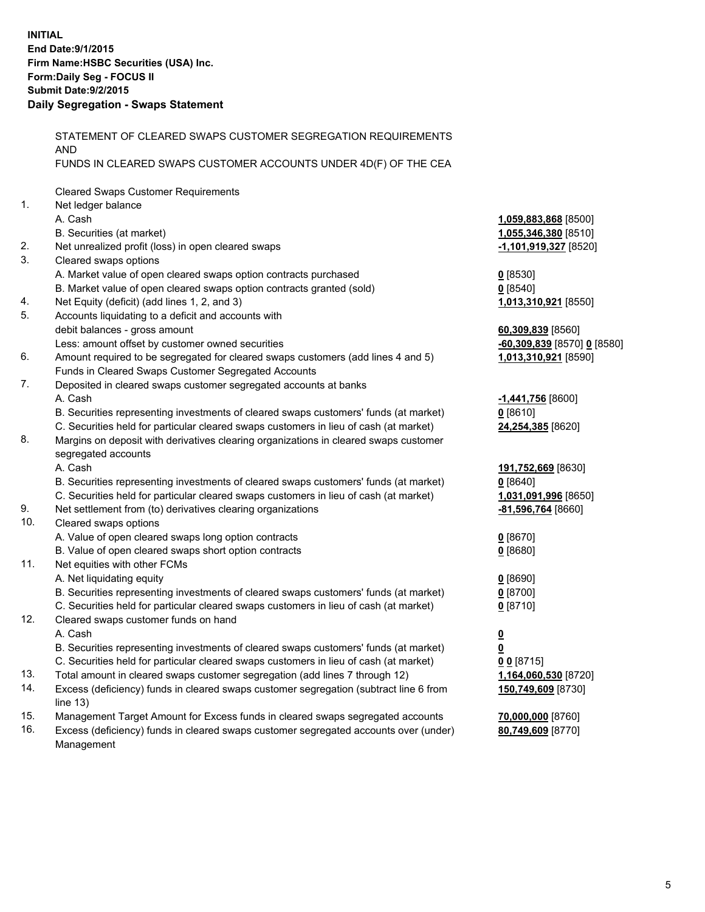**INITIAL**
**End Date:9/1/2015**
**Firm Name:HSBC Securities (USA) Inc.**
**Form:Daily Seg - FOCUS II**
**Submit Date:9/2/2015**
**Daily Segregation - Swaps Statement**

STATEMENT OF CLEARED SWAPS CUSTOMER SEGREGATION REQUIREMENTS AND FUNDS IN CLEARED SWAPS CUSTOMER ACCOUNTS UNDER 4D(F) OF THE CEA

| | | |
|---|---|---|
| | Cleared Swaps Customer Requirements | |
| 1. | Net ledger balance | |
| | A. Cash | **1,059,883,868** [8500] |
| | B. Securities (at market) | **1,055,346,380** [8510] |
| 2. | Net unrealized profit (loss) in open cleared swaps | **-1,101,919,327** [8520] |
| 3. | Cleared swaps options | |
| | A. Market value of open cleared swaps option contracts purchased | **0** [8530] |
| | B. Market value of open cleared swaps option contracts granted (sold) | **0** [8540] |
| 4. | Net Equity (deficit) (add lines 1, 2, and 3) | **1,013,310,921** [8550] |
| 5. | Accounts liquidating to a deficit and accounts with debit balances - gross amount | **60,309,839** [8560] |
| | Less: amount offset by customer owned securities | **-60,309,839** [8570] **0** [8580] |
| 6. | Amount required to be segregated for cleared swaps customers (add lines 4 and 5) | **1,013,310,921** [8590] |
| | Funds in Cleared Swaps Customer Segregated Accounts | |
| 7. | Deposited in cleared swaps customer segregated accounts at banks | |
| | A. Cash | **-1,441,756** [8600] |
| | B. Securities representing investments of cleared swaps customers' funds (at market) | **0** [8610] |
| | C. Securities held for particular cleared swaps customers in lieu of cash (at market) | **24,254,385** [8620] |
| 8. | Margins on deposit with derivatives clearing organizations in cleared swaps customer segregated accounts | |
| | A. Cash | **191,752,669** [8630] |
| | B. Securities representing investments of cleared swaps customers' funds (at market) | **0** [8640] |
| | C. Securities held for particular cleared swaps customers in lieu of cash (at market) | **1,031,091,996** [8650] |
| 9. | Net settlement from (to) derivatives clearing organizations | **-81,596,764** [8660] |
| 10. | Cleared swaps options | |
| | A. Value of open cleared swaps long option contracts | **0** [8670] |
| | B. Value of open cleared swaps short option contracts | **0** [8680] |
| 11. | Net equities with other FCMs | |
| | A. Net liquidating equity | **0** [8690] |
| | B. Securities representing investments of cleared swaps customers' funds (at market) | **0** [8700] |
| | C. Securities held for particular cleared swaps customers in lieu of cash (at market) | **0** [8710] |
| 12. | Cleared swaps customer funds on hand | |
| | A. Cash | **0** |
| | B. Securities representing investments of cleared swaps customers' funds (at market) | **0** |
| | C. Securities held for particular cleared swaps customers in lieu of cash (at market) | **0** **0** [8715] |
| 13. | Total amount in cleared swaps customer segregation (add lines 7 through 12) | **1,164,060,530** [8720] |
| 14. | Excess (deficiency) funds in cleared swaps customer segregation (subtract line 6 from line 13) | **150,749,609** [8730] |
| 15. | Management Target Amount for Excess funds in cleared swaps segregated accounts | **70,000,000** [8760] |
| 16. | Excess (deficiency) funds in cleared swaps customer segregated accounts over (under) Management | **80,749,609** [8770] |